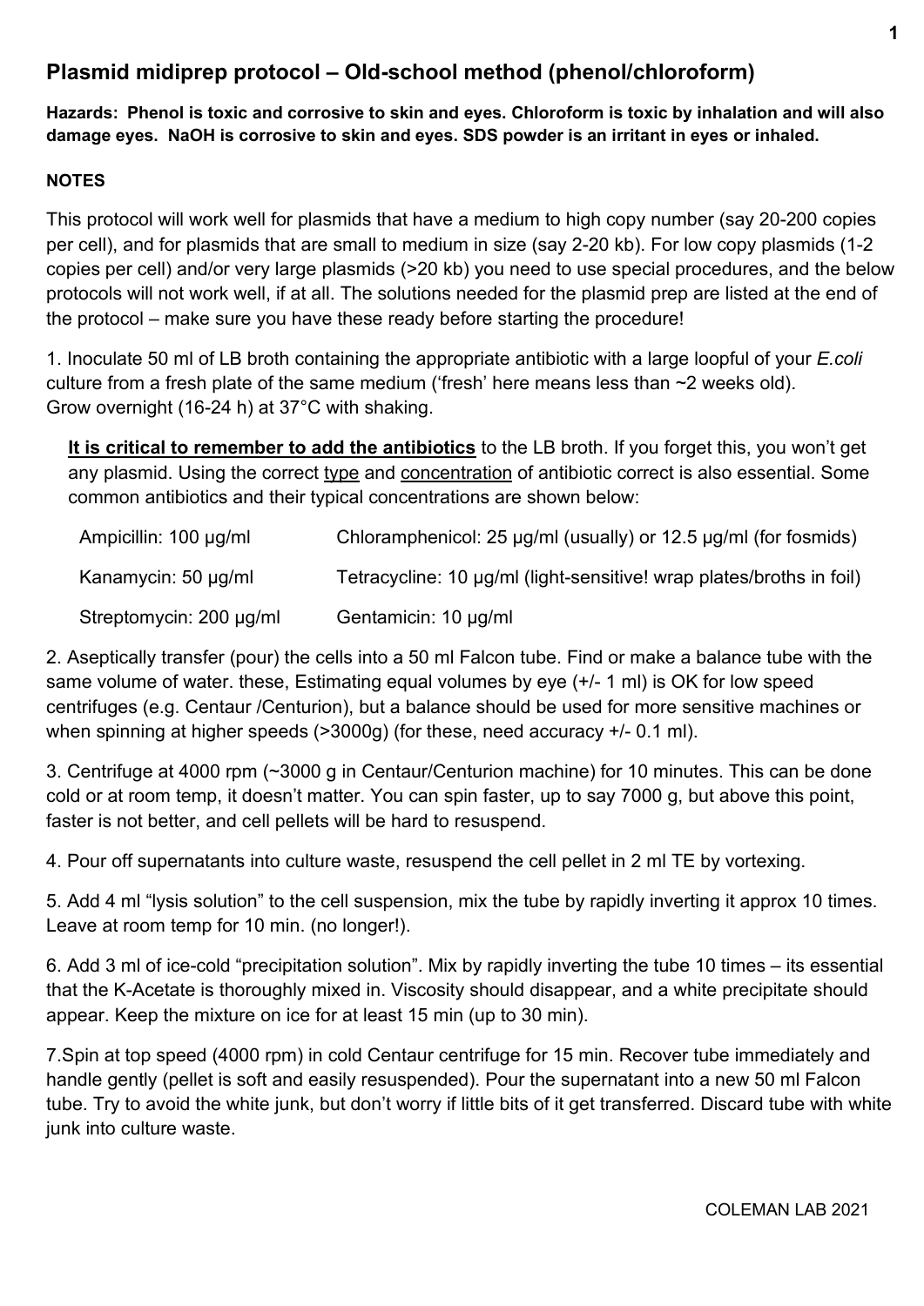# Plasmid midiprep protocol – Old-school method (phenol/chloroform)

**Hazards: Phenol is toxic and corrosive to skin and eyes. Chloroform is toxic by inhalation and will also damage eyes. NaOH is corrosive to skin and eyes. SDS powder is an irritant in eyes or inhaled.**

**NOTES**

This protocol will work well for plasmids that have a medium to high copy number (say 20-200 copies per cell), and for plasmids that are small to medium in size (say 2-20 kb). For low copy plasmids (1-2 copies per cell) and/or very large plasmids (>20 kb) you need to use special procedures, and the below protocols will not work well, if at all. The solutions needed for the plasmid prep are listed at the end of the protocol – make sure you have these ready before starting the procedure!

1. Inoculate 50 ml of LB broth containing the appropriate antibiotic with a large loopful of your *E.coli* culture from a fresh plate of the same medium ('fresh' here means less than ~2 weeks old). Grow overnight (16-24 h) at 37°C with shaking.

   **It is critical to remember to add the antibiotics** to the LB broth. If you forget this, you won't get any plasmid. Using the correct type and concentration of antibiotic correct is also essential. Some common antibiotics and their typical concentrations are shown below:

   | | |
   |---|---|
   | Ampicillin: 100 μg/ml | Chloramphenicol: 25 μg/ml (usually) or 12.5 μg/ml (for fosmids) |
   | Kanamycin: 50 μg/ml | Tetracycline: 10 μg/ml (light-sensitive! wrap plates/broths in foil) |
   | Streptomycin: 200 μg/ml | Gentamicin: 10 μg/ml |

2. Aseptically transfer (pour) the cells into a 50 ml Falcon tube. Find or make a balance tube with the same volume of water. these, Estimating equal volumes by eye (+/- 1 ml) is OK for low speed centrifuges (e.g. Centaur /Centurion), but a balance should be used for more sensitive machines or when spinning at higher speeds (>3000g) (for these, need accuracy +/- 0.1 ml).

3. Centrifuge at 4000 rpm (~3000 g in Centaur/Centurion machine) for 10 minutes. This can be done cold or at room temp, it doesn't matter. You can spin faster, up to say 7000 g, but above this point, faster is not better, and cell pellets will be hard to resuspend.

4. Pour off supernatants into culture waste, resuspend the cell pellet in 2 ml TE by vortexing.

5. Add 4 ml "lysis solution" to the cell suspension, mix the tube by rapidly inverting it approx 10 times. Leave at room temp for 10 min. (no longer!).

6. Add 3 ml of ice-cold "precipitation solution". Mix by rapidly inverting the tube 10 times – its essential that the K-Acetate is thoroughly mixed in. Viscosity should disappear, and a white precipitate should appear. Keep the mixture on ice for at least 15 min (up to 30 min).

7. Spin at top speed (4000 rpm) in cold Centaur centrifuge for 15 min. Recover tube immediately and handle gently (pellet is soft and easily resuspended). Pour the supernatant into a new 50 ml Falcon tube. Try to avoid the white junk, but don't worry if little bits of it get transferred. Discard tube with white junk into culture waste.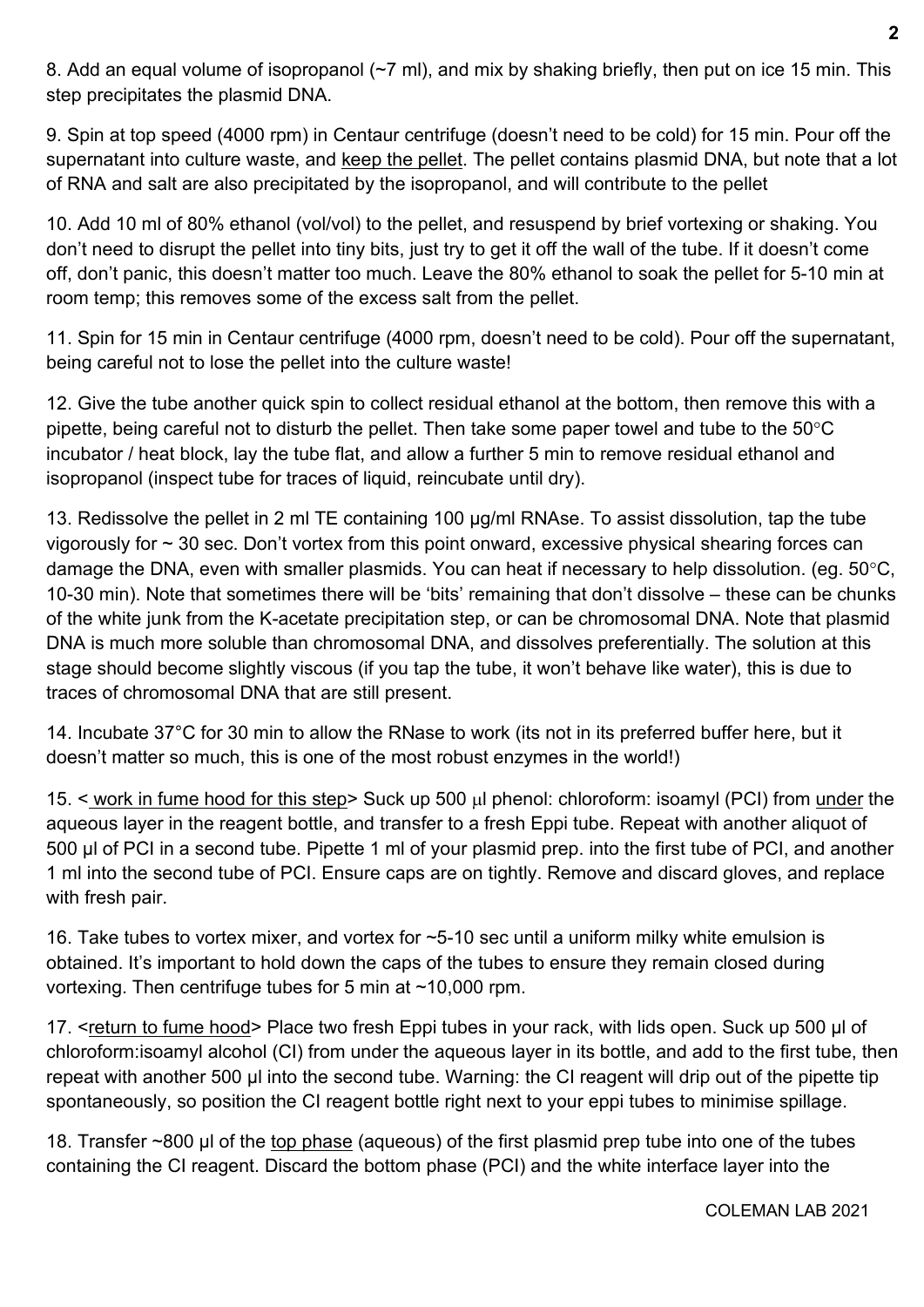8. Add an equal volume of isopropanol (~7 ml), and mix by shaking briefly, then put on ice 15 min. This step precipitates the plasmid DNA.

9. Spin at top speed (4000 rpm) in Centaur centrifuge (doesn't need to be cold) for 15 min. Pour off the supernatant into culture waste, and keep the pellet. The pellet contains plasmid DNA, but note that a lot of RNA and salt are also precipitated by the isopropanol, and will contribute to the pellet

10. Add 10 ml of 80% ethanol (vol/vol) to the pellet, and resuspend by brief vortexing or shaking. You don't need to disrupt the pellet into tiny bits, just try to get it off the wall of the tube. If it doesn't come off, don't panic, this doesn't matter too much. Leave the 80% ethanol to soak the pellet for 5-10 min at room temp; this removes some of the excess salt from the pellet.

11. Spin for 15 min in Centaur centrifuge (4000 rpm, doesn't need to be cold). Pour off the supernatant, being careful not to lose the pellet into the culture waste!

12. Give the tube another quick spin to collect residual ethanol at the bottom, then remove this with a pipette, being careful not to disturb the pellet. Then take some paper towel and tube to the 50°C incubator / heat block, lay the tube flat, and allow a further 5 min to remove residual ethanol and isopropanol (inspect tube for traces of liquid, reincubate until dry).

13. Redissolve the pellet in 2 ml TE containing 100 µg/ml RNAse. To assist dissolution, tap the tube vigorously for ~ 30 sec. Don't vortex from this point onward, excessive physical shearing forces can damage the DNA, even with smaller plasmids. You can heat if necessary to help dissolution. (eg. 50°C, 10-30 min). Note that sometimes there will be 'bits' remaining that don't dissolve – these can be chunks of the white junk from the K-acetate precipitation step, or can be chromosomal DNA. Note that plasmid DNA is much more soluble than chromosomal DNA, and dissolves preferentially. The solution at this stage should become slightly viscous (if you tap the tube, it won't behave like water), this is due to traces of chromosomal DNA that are still present.

14. Incubate 37°C for 30 min to allow the RNase to work (its not in its preferred buffer here, but it doesn't matter so much, this is one of the most robust enzymes in the world!)

15. < work in fume hood for this step> Suck up 500 µl phenol: chloroform: isoamyl (PCI) from under the aqueous layer in the reagent bottle, and transfer to a fresh Eppi tube. Repeat with another aliquot of 500 µl of PCI in a second tube. Pipette 1 ml of your plasmid prep. into the first tube of PCI, and another 1 ml into the second tube of PCI. Ensure caps are on tightly. Remove and discard gloves, and replace with fresh pair.

16. Take tubes to vortex mixer, and vortex for ~5-10 sec until a uniform milky white emulsion is obtained. It's important to hold down the caps of the tubes to ensure they remain closed during vortexing. Then centrifuge tubes for 5 min at ~10,000 rpm.

17. <return to fume hood> Place two fresh Eppi tubes in your rack, with lids open. Suck up 500 µl of chloroform:isoamyl alcohol (CI) from under the aqueous layer in its bottle, and add to the first tube, then repeat with another 500 µl into the second tube. Warning: the CI reagent will drip out of the pipette tip spontaneously, so position the CI reagent bottle right next to your eppi tubes to minimise spillage.

18. Transfer ~800 µl of the top phase (aqueous) of the first plasmid prep tube into one of the tubes containing the CI reagent. Discard the bottom phase (PCI) and the white interface layer into the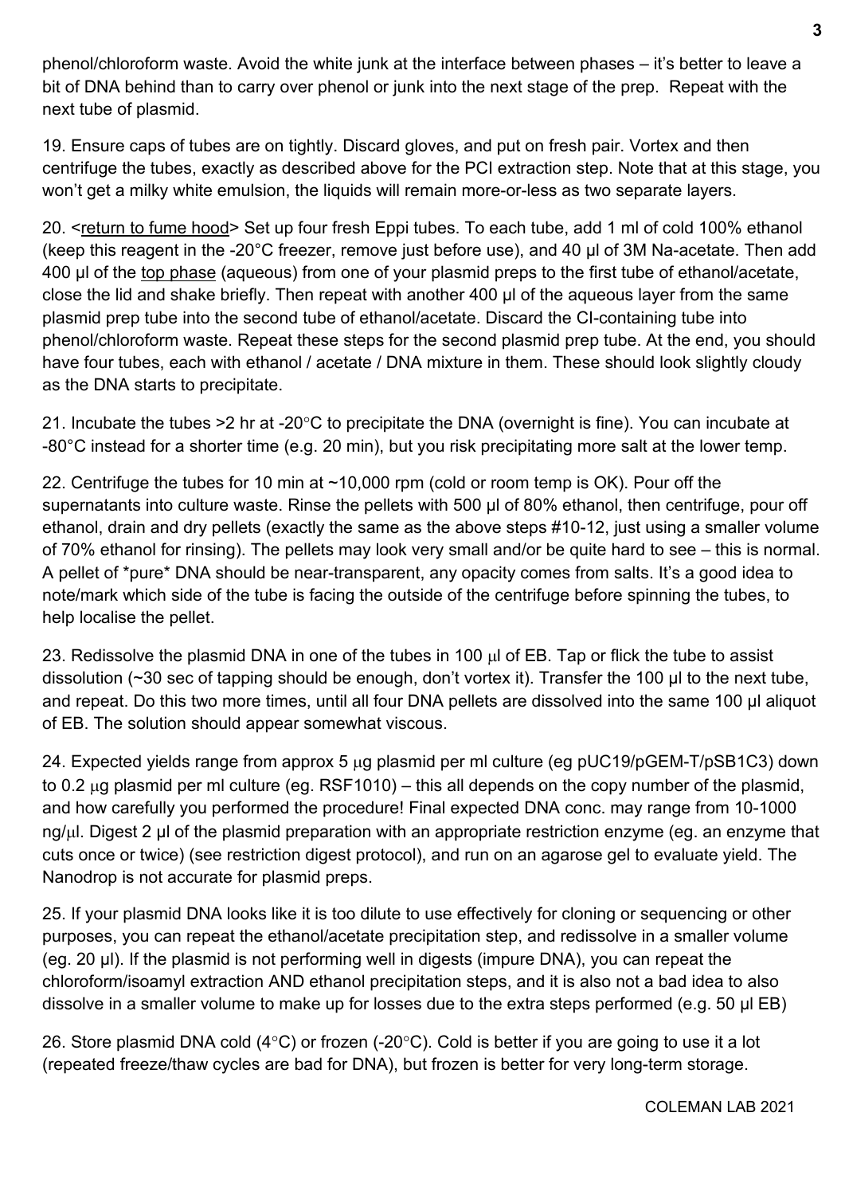phenol/chloroform waste. Avoid the white junk at the interface between phases – it's better to leave a bit of DNA behind than to carry over phenol or junk into the next stage of the prep. Repeat with the next tube of plasmid.

19. Ensure caps of tubes are on tightly. Discard gloves, and put on fresh pair. Vortex and then centrifuge the tubes, exactly as described above for the PCI extraction step. Note that at this stage, you won't get a milky white emulsion, the liquids will remain more-or-less as two separate layers.

20. <return to fume hood> Set up four fresh Eppi tubes. To each tube, add 1 ml of cold 100% ethanol (keep this reagent in the -20°C freezer, remove just before use), and 40 µl of 3M Na-acetate. Then add 400 µl of the top phase (aqueous) from one of your plasmid preps to the first tube of ethanol/acetate, close the lid and shake briefly. Then repeat with another 400 µl of the aqueous layer from the same plasmid prep tube into the second tube of ethanol/acetate. Discard the CI-containing tube into phenol/chloroform waste. Repeat these steps for the second plasmid prep tube. At the end, you should have four tubes, each with ethanol / acetate / DNA mixture in them. These should look slightly cloudy as the DNA starts to precipitate.

21. Incubate the tubes >2 hr at -20°C to precipitate the DNA (overnight is fine). You can incubate at -80°C instead for a shorter time (e.g. 20 min), but you risk precipitating more salt at the lower temp.

22. Centrifuge the tubes for 10 min at ~10,000 rpm (cold or room temp is OK). Pour off the supernatants into culture waste. Rinse the pellets with 500 µl of 80% ethanol, then centrifuge, pour off ethanol, drain and dry pellets (exactly the same as the above steps #10-12, just using a smaller volume of 70% ethanol for rinsing). The pellets may look very small and/or be quite hard to see – this is normal. A pellet of *pure* DNA should be near-transparent, any opacity comes from salts. It's a good idea to note/mark which side of the tube is facing the outside of the centrifuge before spinning the tubes, to help localise the pellet.

23. Redissolve the plasmid DNA in one of the tubes in 100 µl of EB. Tap or flick the tube to assist dissolution (~30 sec of tapping should be enough, don't vortex it). Transfer the 100 µl to the next tube, and repeat. Do this two more times, until all four DNA pellets are dissolved into the same 100 µl aliquot of EB. The solution should appear somewhat viscous.

24. Expected yields range from approx 5 µg plasmid per ml culture (eg pUC19/pGEM-T/pSB1C3) down to 0.2 µg plasmid per ml culture (eg. RSF1010) – this all depends on the copy number of the plasmid, and how carefully you performed the procedure! Final expected DNA conc. may range from 10-1000 ng/µl. Digest 2 µl of the plasmid preparation with an appropriate restriction enzyme (eg. an enzyme that cuts once or twice) (see restriction digest protocol), and run on an agarose gel to evaluate yield. The Nanodrop is not accurate for plasmid preps.

25. If your plasmid DNA looks like it is too dilute to use effectively for cloning or sequencing or other purposes, you can repeat the ethanol/acetate precipitation step, and redissolve in a smaller volume (eg. 20 µl). If the plasmid is not performing well in digests (impure DNA), you can repeat the chloroform/isoamyl extraction AND ethanol precipitation steps, and it is also not a bad idea to also dissolve in a smaller volume to make up for losses due to the extra steps performed (e.g. 50 µl EB)

26. Store plasmid DNA cold (4°C) or frozen (-20°C). Cold is better if you are going to use it a lot (repeated freeze/thaw cycles are bad for DNA), but frozen is better for very long-term storage.

COLEMAN LAB 2021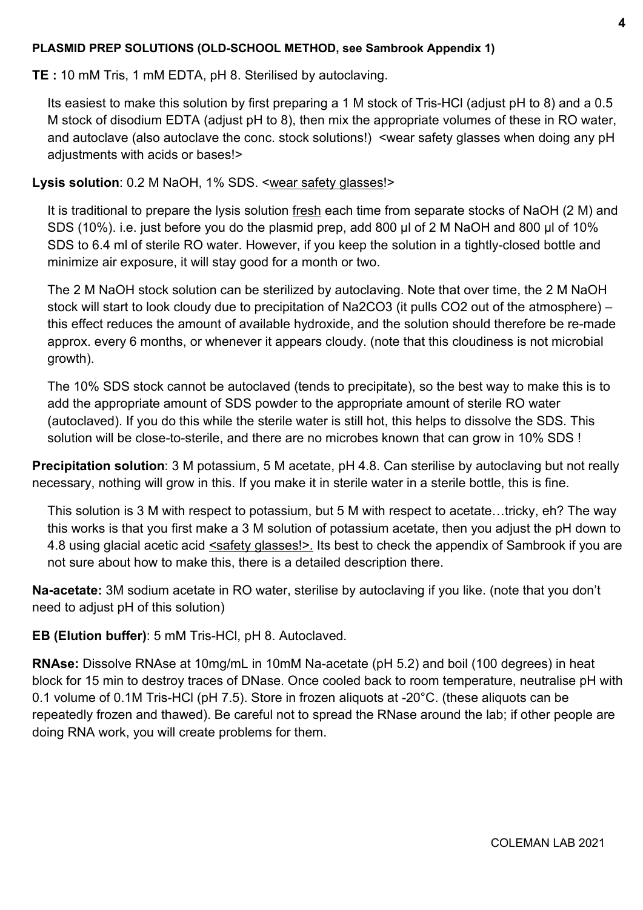**PLASMID PREP SOLUTIONS (OLD-SCHOOL METHOD, see Sambrook Appendix 1)**

**TE :** 10 mM Tris, 1 mM EDTA, pH 8. Sterilised by autoclaving.

Its easiest to make this solution by first preparing a 1 M stock of Tris-HCl (adjust pH to 8) and a 0.5 M stock of disodium EDTA (adjust pH to 8), then mix the appropriate volumes of these in RO water, and autoclave (also autoclave the conc. stock solutions!) <wear safety glasses when doing any pH adjustments with acids or bases!>

**Lysis solution**: 0.2 M NaOH, 1% SDS. <wear safety glasses!>

It is traditional to prepare the lysis solution fresh each time from separate stocks of NaOH (2 M) and SDS (10%). i.e. just before you do the plasmid prep, add 800 µl of 2 M NaOH and 800 µl of 10% SDS to 6.4 ml of sterile RO water. However, if you keep the solution in a tightly-closed bottle and minimize air exposure, it will stay good for a month or two.

The 2 M NaOH stock solution can be sterilized by autoclaving. Note that over time, the 2 M NaOH stock will start to look cloudy due to precipitation of $Na_2CO_3$ (it pulls $CO_2$ out of the atmosphere) – this effect reduces the amount of available hydroxide, and the solution should therefore be re-made approx. every 6 months, or whenever it appears cloudy. (note that this cloudiness is not microbial growth).

The 10% SDS stock cannot be autoclaved (tends to precipitate), so the best way to make this is to add the appropriate amount of SDS powder to the appropriate amount of sterile RO water (autoclaved). If you do this while the sterile water is still hot, this helps to dissolve the SDS. This solution will be close-to-sterile, and there are no microbes known that can grow in 10% SDS !

**Precipitation solution**: 3 M potassium, 5 M acetate, pH 4.8. Can sterilise by autoclaving but not really necessary, nothing will grow in this. If you make it in sterile water in a sterile bottle, this is fine.

This solution is 3 M with respect to potassium, but 5 M with respect to acetate…tricky, eh? The way this works is that you first make a 3 M solution of potassium acetate, then you adjust the pH down to 4.8 using glacial acetic acid <safety glasses!>. Its best to check the appendix of Sambrook if you are not sure about how to make this, there is a detailed description there.

**Na-acetate:** 3M sodium acetate in RO water, sterilise by autoclaving if you like. (note that you don't need to adjust pH of this solution)

**EB (Elution buffer)**: 5 mM Tris-HCl, pH 8. Autoclaved.

**RNAse:** Dissolve RNAse at 10mg/mL in 10mM Na-acetate (pH 5.2) and boil (100 degrees) in heat block for 15 min to destroy traces of DNase. Once cooled back to room temperature, neutralise pH with 0.1 volume of 0.1M Tris-HCl (pH 7.5). Store in frozen aliquots at -20°C. (these aliquots can be repeatedly frozen and thawed). Be careful not to spread the RNase around the lab; if other people are doing RNA work, you will create problems for them.

COLEMAN LAB 2021